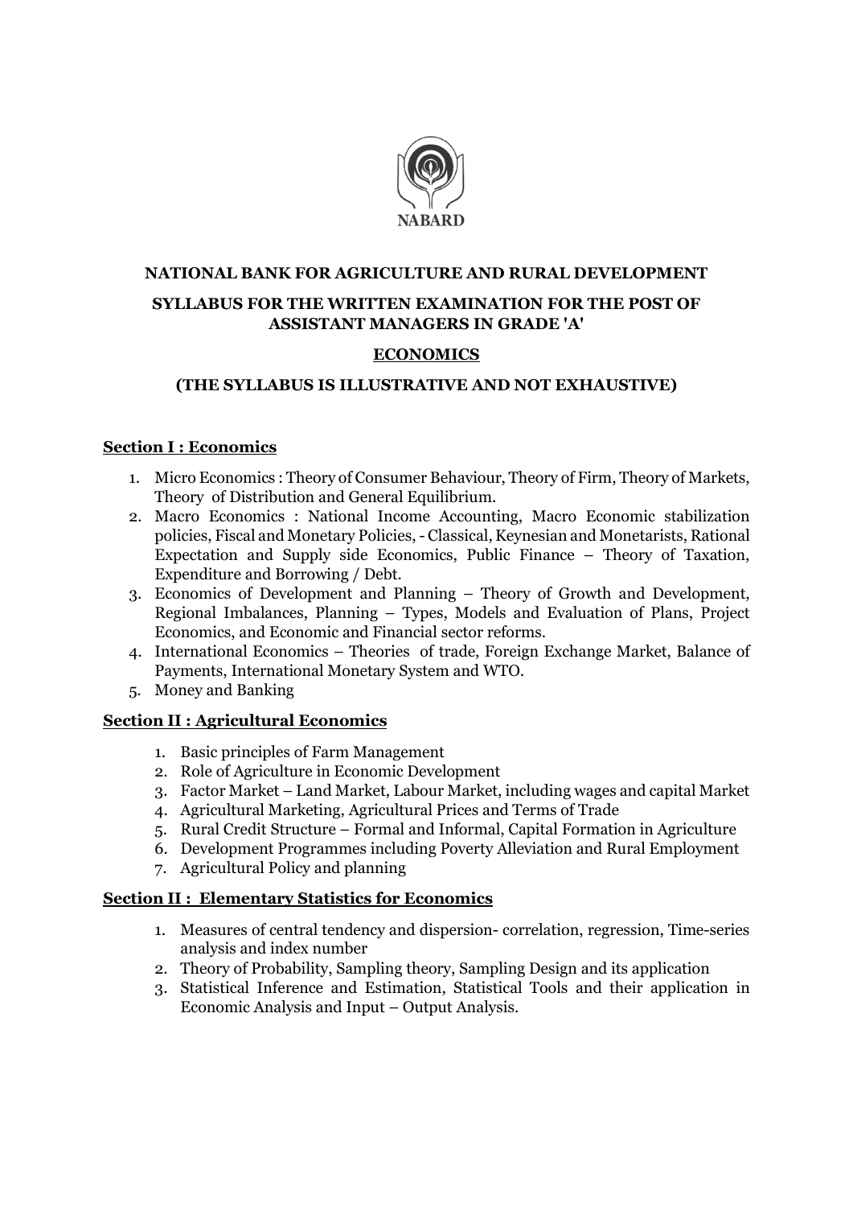NABARD

# NATIONAL BANK FOR AGRICULTURE AND RURAL DEVELOPMENT

## SYLLABUS FOR THE WRITTEN EXAMINATION FOR THE POST OF ASSISTANT MANAGERS IN GRADE 'A'

## ECONOMICS

### (THE SYLLABUS IS ILLUSTRATIVE AND NOT EXHAUSTIVE)

### Section I : Economics

1. Micro Economics : Theory of Consumer Behaviour, Theory of Firm, Theory of Markets, Theory of Distribution and General Equilibrium.
2. Macro Economics : National Income Accounting, Macro Economic stabilization policies, Fiscal and Monetary Policies, - Classical, Keynesian and Monetarists, Rational Expectation and Supply side Economics, Public Finance – Theory of Taxation, Expenditure and Borrowing / Debt.
3. Economics of Development and Planning – Theory of Growth and Development, Regional Imbalances, Planning – Types, Models and Evaluation of Plans, Project Economics, and Economic and Financial sector reforms.
4. International Economics – Theories of trade, Foreign Exchange Market, Balance of Payments, International Monetary System and WTO.
5. Money and Banking

### Section II : Agricultural Economics

1. Basic principles of Farm Management
2. Role of Agriculture in Economic Development
3. Factor Market – Land Market, Labour Market, including wages and capital Market
4. Agricultural Marketing, Agricultural Prices and Terms of Trade
5. Rural Credit Structure – Formal and Informal, Capital Formation in Agriculture
6. Development Programmes including Poverty Alleviation and Rural Employment
7. Agricultural Policy and planning

### Section II : Elementary Statistics for Economics

1. Measures of central tendency and dispersion- correlation, regression, Time-series analysis and index number
2. Theory of Probability, Sampling theory, Sampling Design and its application
3. Statistical Inference and Estimation, Statistical Tools and their application in Economic Analysis and Input – Output Analysis.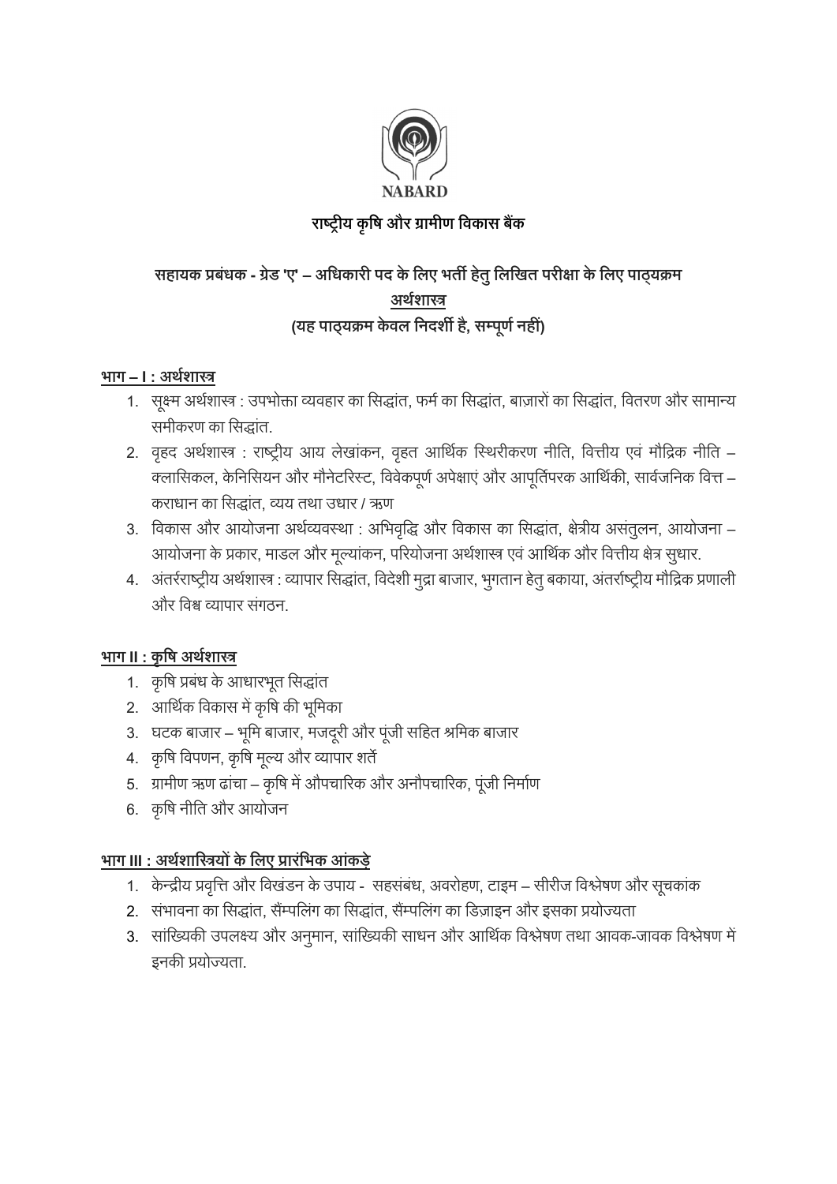NABARD

## राष्ट्रीय कृषि और ग्रामीण विकास बैंक

### सहायक प्रबंधक - ग्रेड 'ए' – अधिकारी पद के लिए भर्ती हेतु लिखित परीक्षा के लिए पाठ्यक्रम

### <u>अर्थशास्त्र</u>

### (यह पाठ्यक्रम केवल निदर्शी है, सम्पूर्ण नहीं)

**<u>भाग – I : अर्थशास्त्र</u>**

1. सूक्ष्म अर्थशास्त्र : उपभोक्ता व्यवहार का सिद्धांत, फर्म का सिद्धांत, बाजारों का सिद्धांत, वितरण और सामान्य समीकरण का सिद्धांत.
2. वृहद अर्थशास्त्र : राष्ट्रीय आय लेखांकन, वृहत आर्थिक स्थिरीकरण नीति, वित्तीय एवं मौद्रिक नीति – क्लासिकल, केनिसियन और मौनेटरिस्ट, विवेकपूर्ण अपेक्षाएं और आपूर्तिपरक आर्थिकी, सार्वजनिक वित्त – कराधान का सिद्धांत, व्यय तथा उधार / ऋण
3. विकास और आयोजना अर्थव्यवस्था : अभिवृद्धि और विकास का सिद्धांत, क्षेत्रीय असंतुलन, आयोजना – आयोजना के प्रकार, माडल और मूल्यांकन, परियोजना अर्थशास्त्र एवं आर्थिक और वित्तीय क्षेत्र सुधार.
4. अंतर्रराष्ट्रीय अर्थशास्त्र : व्यापार सिद्धांत, विदेशी मुद्रा बाजार, भुगतान हेतु बकाया, अंतर्राष्ट्रीय मौद्रिक प्रणाली और विश्व व्यापार संगठन.

**<u>भाग II : कृषि अर्थशास्त्र</u>**

1. कृषि प्रबंध के आधारभूत सिद्धांत
2. आर्थिक विकास में कृषि की भूमिका
3. घटक बाजार – भूमि बाजार, मजदूरी और पूंजी सहित श्रमिक बाजार
4. कृषि विपणन, कृषि मूल्य और व्यापार शर्तें
5. ग्रामीण ऋण ढांचा – कृषि में औपचारिक और अनौपचारिक, पूंजी निर्माण
6. कृषि नीति और आयोजन

**<u>भाग III : अर्थशास्त्रियों के लिए प्रारंभिक आंकड़े</u>**

1. केन्द्रीय प्रवृत्ति और विखंडन के उपाय - सहसंबंध, अवरोहण, टाइम – सीरीज विश्लेषण और सूचकांक
2. संभावना का सिद्धांत, सैंम्पलिंग का सिद्धांत, सैंम्पलिंग का डिजाइन और इसका प्रयोज्यता
3. सांख्यिकी उपलक्ष्य और अनुमान, सांख्यिकी साधन और आर्थिक विश्लेषण तथा आवक-जावक विश्लेषण में इनकी प्रयोज्यता.